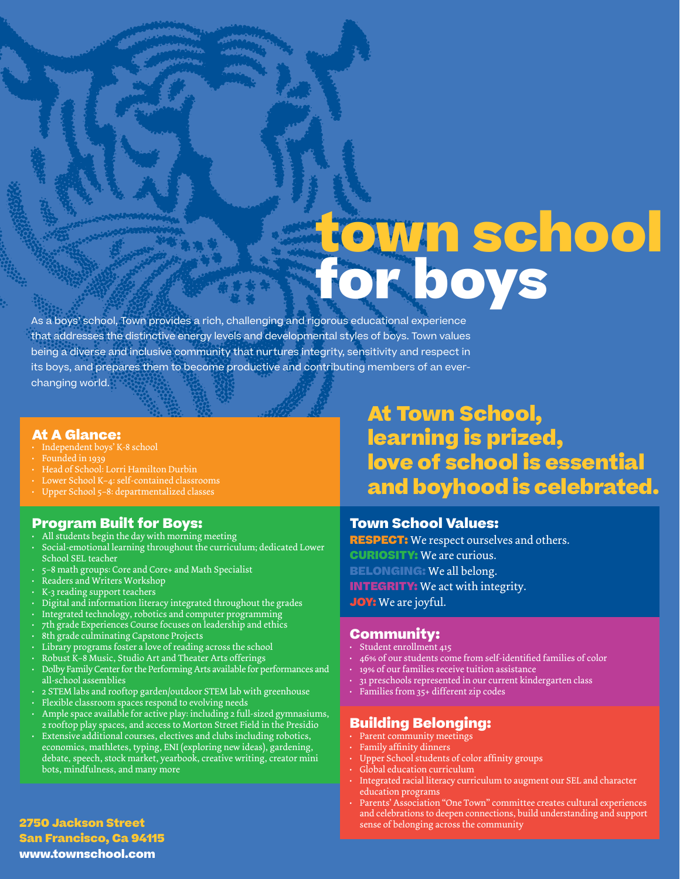# town school for boys

As a boys' school, Town provides a rich, challenging and rigorous educational experience that addresses the distinctive energy levels and developmental styles of boys. Town values being a diverse and inclusive community that nurtures integrity, sensitivity and respect in its boys, and prepares them to become productive and contributing members of an ever-changing world.

## At A Glance:

- Independent boys' K-8 school
- Founded in 1939
- Head of School: Lorri Hamilton Durbin
- Lower School K–4: self-contained classrooms
- Upper School 5–8: departmentalized classes

## Program Built for Boys:

- All students begin the day with morning meeting
- Social-emotional learning throughout the curriculum; dedicated Lower School SEL teacher
- 5–8 math groups: Core and Core+ and Math Specialist
- Readers and Writers Workshop
- K-3 reading support teachers
- Digital and information literacy integrated throughout the grades
- Integrated technology, robotics and computer programming
- 7th grade Experiences Course focuses on leadership and ethics
- 8th grade culminating Capstone Projects
- Library programs foster a love of reading across the school
- Robust K–8 Music, Studio Art and Theater Arts offerings
- Dolby Family Center for the Performing Arts available for performances and all-school assemblies
- 2 STEM labs and rooftop garden/outdoor STEM lab with greenhouse
- Flexible classroom spaces respond to evolving needs
- Ample space available for active play: including 2 full-sized gymnasiums, 2 rooftop play spaces, and access to Morton Street Field in the Presidio
- Extensive additional courses, electives and clubs including robotics, economics, mathletes, typing, ENI (exploring new ideas), gardening, debate, speech, stock market, yearbook, creative writing, creator mini bots, mindfulness, and many more

## At Town School, learning is prized, love of school is essential and boyhood is celebrated.

## Town School Values:

**RESPECT:** We respect ourselves and others.
**CURIOSITY:** We are curious.
**BELONGING:** We all belong.
**INTEGRITY:** We act with integrity.
**JOY:** We are joyful.

## Community:

- Student enrollment 415
- 46% of our students come from self-identified families of color
- 19% of our families receive tuition assistance
- 31 preschools represented in our current kindergarten class
- Families from 35+ different zip codes

## Building Belonging:

- Parent community meetings
- Family affinity dinners
- Upper School students of color affinity groups
- Global education curriculum
- Integrated racial literacy curriculum to augment our SEL and character education programs
- Parents' Association "One Town" committee creates cultural experiences and celebrations to deepen connections, build understanding and support sense of belonging across the community

**2750 Jackson Street**
**San Francisco, Ca 94115**
**www.townschool.com**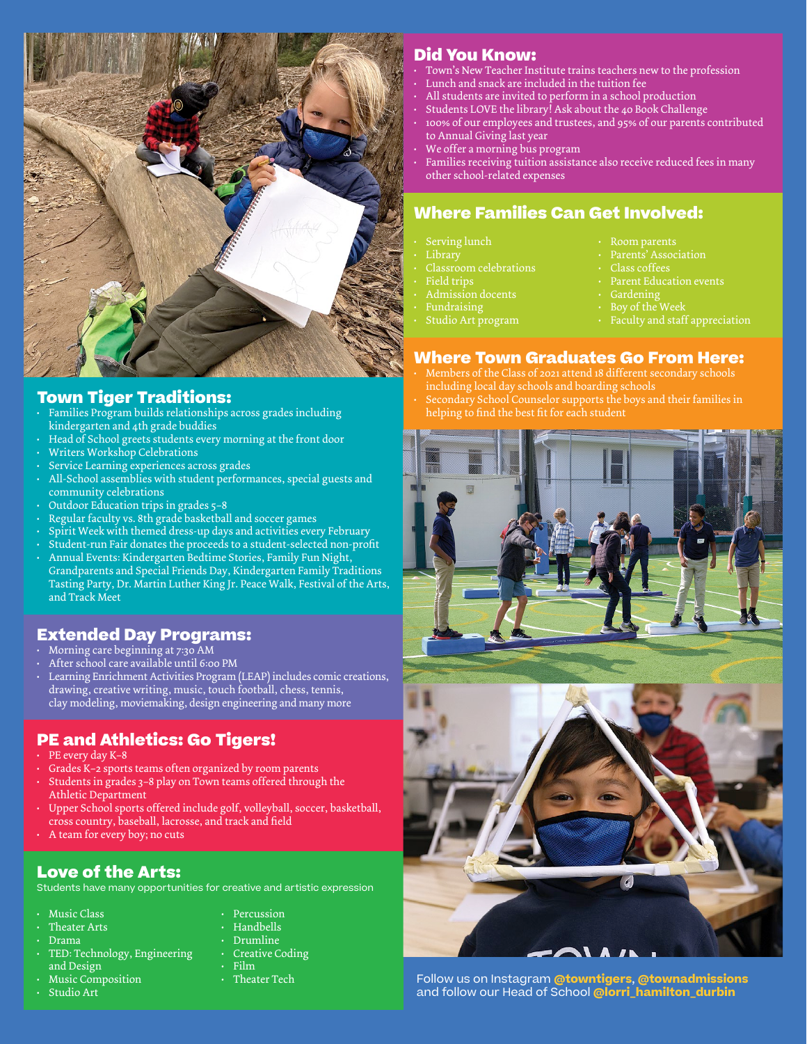## Town Tiger Traditions:

- Families Program builds relationships across grades including kindergarten and 4th grade buddies
- Head of School greets students every morning at the front door
- Writers Workshop Celebrations
- Service Learning experiences across grades
- All-School assemblies with student performances, special guests and community celebrations
- Outdoor Education trips in grades 5–8
- Regular faculty vs. 8th grade basketball and soccer games
- Spirit Week with themed dress-up days and activities every February
- Student-run Fair donates the proceeds to a student-selected non-profit
- Annual Events: Kindergarten Bedtime Stories, Family Fun Night, Grandparents and Special Friends Day, Kindergarten Family Traditions Tasting Party, Dr. Martin Luther King Jr. Peace Walk, Festival of the Arts, and Track Meet

## Extended Day Programs:

- Morning care beginning at 7:30 AM
- After school care available until 6:00 PM
- Learning Enrichment Activities Program (LEAP) includes comic creations, drawing, creative writing, music, touch football, chess, tennis, clay modeling, moviemaking, design engineering and many more

## PE and Athletics: Go Tigers!

- PE every day K–8
- Grades K–2 sports teams often organized by room parents
- Students in grades 3–8 play on Town teams offered through the Athletic Department
- Upper School sports offered include golf, volleyball, soccer, basketball, cross country, baseball, lacrosse, and track and field
- A team for every boy; no cuts

## Love of the Arts:

Students have many opportunities for creative and artistic expression

- Music Class
- Theater Arts
- Drama
- TED: Technology, Engineering and Design
- Music Composition
- Studio Art
- Percussion
- Handbells
- Drumline
- Creative Coding
- Film
- Theater Tech

## Did You Know:

- Town's New Teacher Institute trains teachers new to the profession
- Lunch and snack are included in the tuition fee
- All students are invited to perform in a school production
- Students LOVE the library! Ask about the 40 Book Challenge
- 100% of our employees and trustees, and 95% of our parents contributed to Annual Giving last year
- We offer a morning bus program
- Families receiving tuition assistance also receive reduced fees in many other school-related expenses

## Where Families Can Get Involved:

- Serving lunch
- Library
- Classroom celebrations
- Field trips
- Admission docents
- Fundraising
- Studio Art program
- Room parents
- Parents' Association
- Class coffees
- Parent Education events
- Gardening
- Boy of the Week
- Faculty and staff appreciation

## Where Town Graduates Go From Here:

- Members of the Class of 2021 attend 18 different secondary schools including local day schools and boarding schools
- Secondary School Counselor supports the boys and their families in helping to find the best fit for each student

Follow us on Instagram **@towntigers, @townadmissions** and follow our Head of School **@lorri_hamilton_durbin**